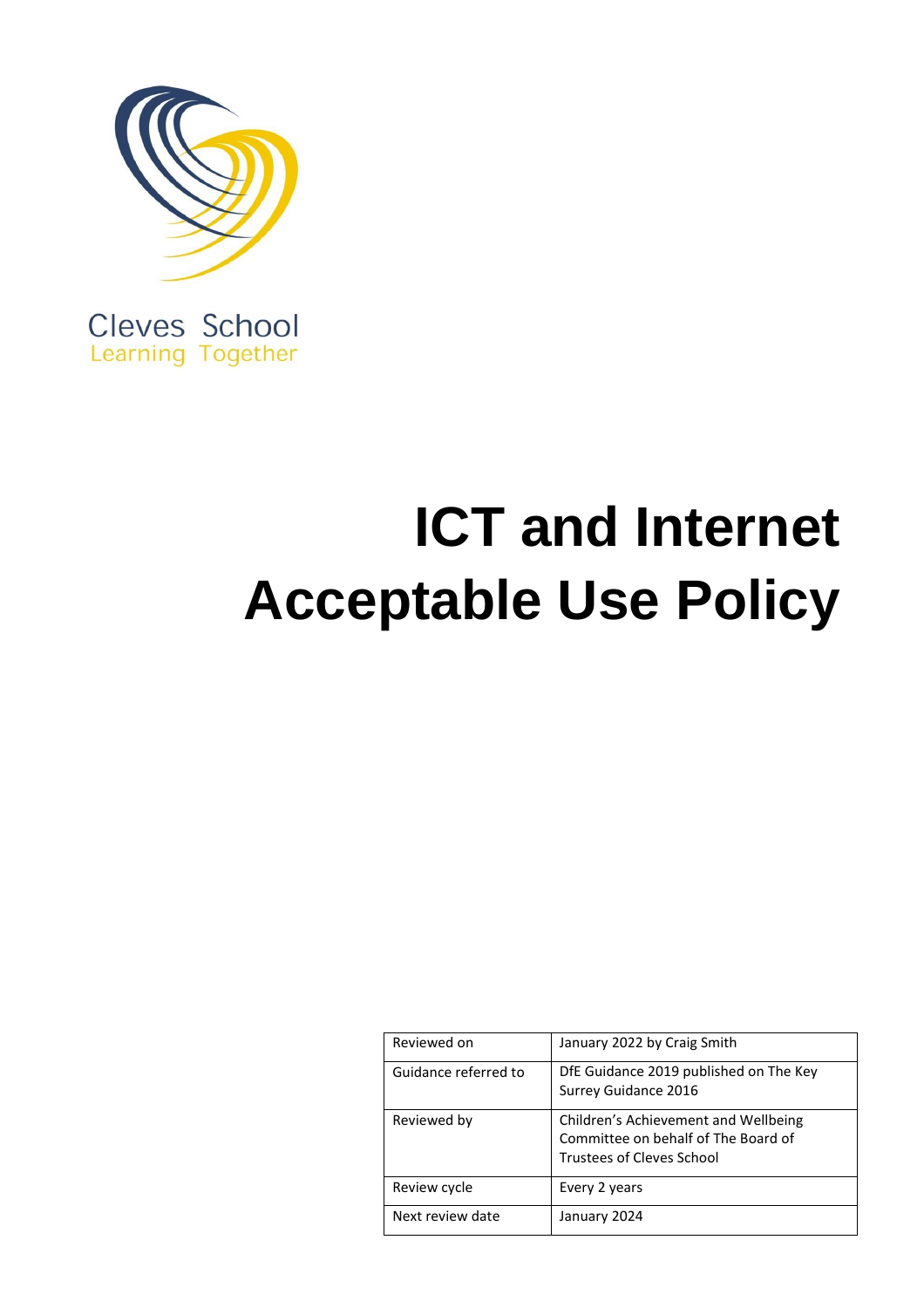Cleves School
Learning Together

# ICT and Internet Acceptable Use Policy

| Reviewed on | January 2022 by Craig Smith |
|---|---|
| Guidance referred to | DfE Guidance 2019 published on The Key<br>Surrey Guidance 2016 |
| Reviewed by | Children's Achievement and Wellbeing Committee on behalf of The Board of Trustees of Cleves School |
| Review cycle | Every 2 years |
| Next review date | January 2024 |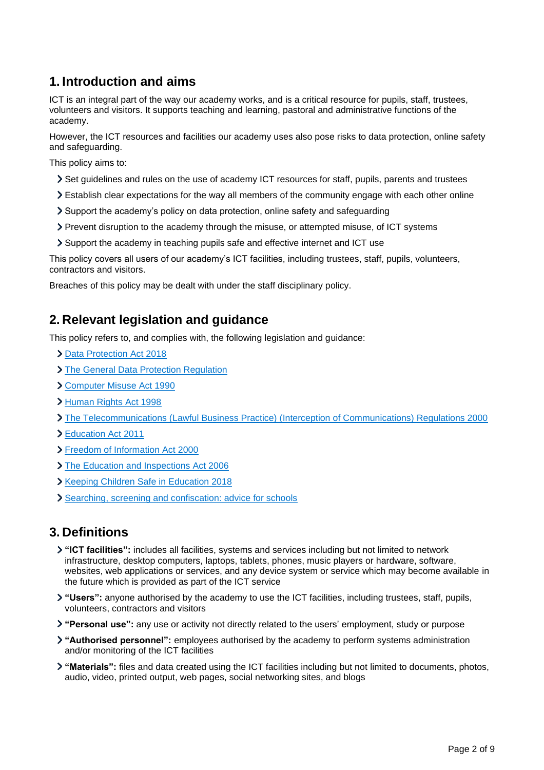## 1. Introduction and aims

ICT is an integral part of the way our academy works, and is a critical resource for pupils, staff, trustees, volunteers and visitors. It supports teaching and learning, pastoral and administrative functions of the academy.

However, the ICT resources and facilities our academy uses also pose risks to data protection, online safety and safeguarding.

This policy aims to:

- Set guidelines and rules on the use of academy ICT resources for staff, pupils, parents and trustees
- Establish clear expectations for the way all members of the community engage with each other online
- Support the academy's policy on data protection, online safety and safeguarding
- Prevent disruption to the academy through the misuse, or attempted misuse, of ICT systems
- Support the academy in teaching pupils safe and effective internet and ICT use

This policy covers all users of our academy's ICT facilities, including trustees, staff, pupils, volunteers, contractors and visitors.

Breaches of this policy may be dealt with under the staff disciplinary policy.

## 2. Relevant legislation and guidance

This policy refers to, and complies with, the following legislation and guidance:

- Data Protection Act 2018
- The General Data Protection Regulation
- Computer Misuse Act 1990
- Human Rights Act 1998
- The Telecommunications (Lawful Business Practice) (Interception of Communications) Regulations 2000
- Education Act 2011
- Freedom of Information Act 2000
- The Education and Inspections Act 2006
- Keeping Children Safe in Education 2018
- Searching, screening and confiscation: advice for schools

## 3. Definitions

- **"ICT facilities":** includes all facilities, systems and services including but not limited to network infrastructure, desktop computers, laptops, tablets, phones, music players or hardware, software, websites, web applications or services, and any device system or service which may become available in the future which is provided as part of the ICT service
- **"Users":** anyone authorised by the academy to use the ICT facilities, including trustees, staff, pupils, volunteers, contractors and visitors
- **"Personal use":** any use or activity not directly related to the users' employment, study or purpose
- **"Authorised personnel":** employees authorised by the academy to perform systems administration and/or monitoring of the ICT facilities
- **"Materials":** files and data created using the ICT facilities including but not limited to documents, photos, audio, video, printed output, web pages, social networking sites, and blogs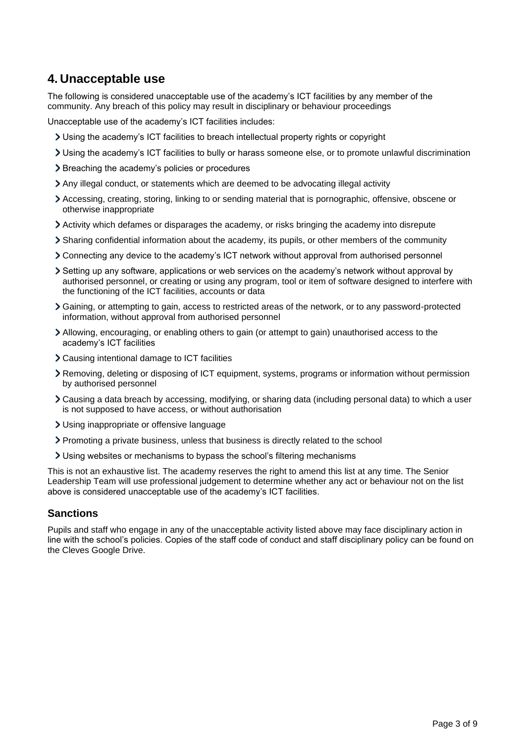## 4. Unacceptable use

The following is considered unacceptable use of the academy's ICT facilities by any member of the community. Any breach of this policy may result in disciplinary or behaviour proceedings

Unacceptable use of the academy's ICT facilities includes:

- Using the academy's ICT facilities to breach intellectual property rights or copyright
- Using the academy's ICT facilities to bully or harass someone else, or to promote unlawful discrimination
- Breaching the academy's policies or procedures
- Any illegal conduct, or statements which are deemed to be advocating illegal activity
- Accessing, creating, storing, linking to or sending material that is pornographic, offensive, obscene or otherwise inappropriate
- Activity which defames or disparages the academy, or risks bringing the academy into disrepute
- Sharing confidential information about the academy, its pupils, or other members of the community
- Connecting any device to the academy's ICT network without approval from authorised personnel
- Setting up any software, applications or web services on the academy's network without approval by authorised personnel, or creating or using any program, tool or item of software designed to interfere with the functioning of the ICT facilities, accounts or data
- Gaining, or attempting to gain, access to restricted areas of the network, or to any password-protected information, without approval from authorised personnel
- Allowing, encouraging, or enabling others to gain (or attempt to gain) unauthorised access to the academy's ICT facilities
- Causing intentional damage to ICT facilities
- Removing, deleting or disposing of ICT equipment, systems, programs or information without permission by authorised personnel
- Causing a data breach by accessing, modifying, or sharing data (including personal data) to which a user is not supposed to have access, or without authorisation
- Using inappropriate or offensive language
- Promoting a private business, unless that business is directly related to the school
- Using websites or mechanisms to bypass the school's filtering mechanisms

This is not an exhaustive list. The academy reserves the right to amend this list at any time. The Senior Leadership Team will use professional judgement to determine whether any act or behaviour not on the list above is considered unacceptable use of the academy's ICT facilities.

### Sanctions

Pupils and staff who engage in any of the unacceptable activity listed above may face disciplinary action in line with the school's policies. Copies of the staff code of conduct and staff disciplinary policy can be found on the Cleves Google Drive.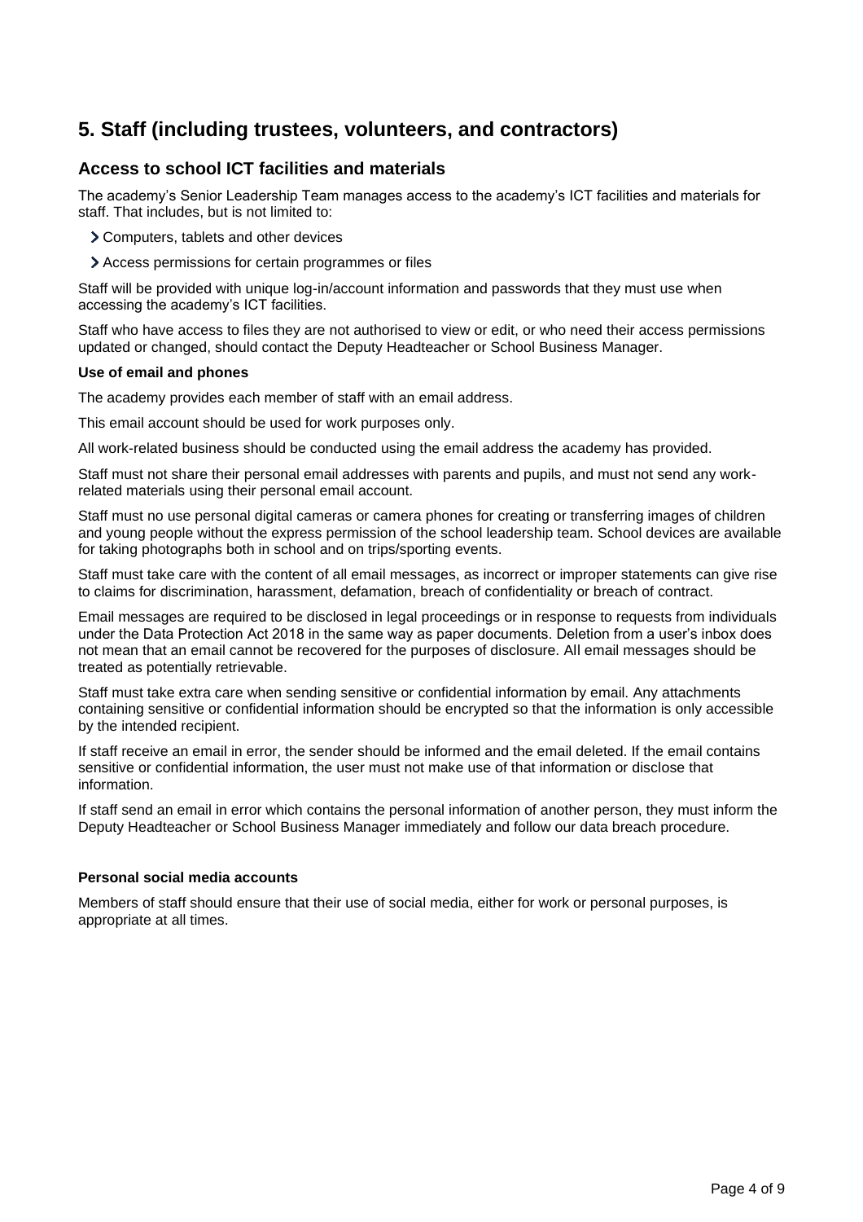## 5. Staff (including trustees, volunteers, and contractors)

### Access to school ICT facilities and materials

The academy's Senior Leadership Team manages access to the academy's ICT facilities and materials for staff. That includes, but is not limited to:

- Computers, tablets and other devices
- Access permissions for certain programmes or files

Staff will be provided with unique log-in/account information and passwords that they must use when accessing the academy's ICT facilities.

Staff who have access to files they are not authorised to view or edit, or who need their access permissions updated or changed, should contact the Deputy Headteacher or School Business Manager.

**Use of email and phones**

The academy provides each member of staff with an email address.

This email account should be used for work purposes only.

All work-related business should be conducted using the email address the academy has provided.

Staff must not share their personal email addresses with parents and pupils, and must not send any work-related materials using their personal email account.

Staff must no use personal digital cameras or camera phones for creating or transferring images of children and young people without the express permission of the school leadership team. School devices are available for taking photographs both in school and on trips/sporting events.

Staff must take care with the content of all email messages, as incorrect or improper statements can give rise to claims for discrimination, harassment, defamation, breach of confidentiality or breach of contract.

Email messages are required to be disclosed in legal proceedings or in response to requests from individuals under the Data Protection Act 2018 in the same way as paper documents. Deletion from a user's inbox does not mean that an email cannot be recovered for the purposes of disclosure. All email messages should be treated as potentially retrievable.

Staff must take extra care when sending sensitive or confidential information by email. Any attachments containing sensitive or confidential information should be encrypted so that the information is only accessible by the intended recipient.

If staff receive an email in error, the sender should be informed and the email deleted. If the email contains sensitive or confidential information, the user must not make use of that information or disclose that information.

If staff send an email in error which contains the personal information of another person, they must inform the Deputy Headteacher or School Business Manager immediately and follow our data breach procedure.

**Personal social media accounts**

Members of staff should ensure that their use of social media, either for work or personal purposes, is appropriate at all times.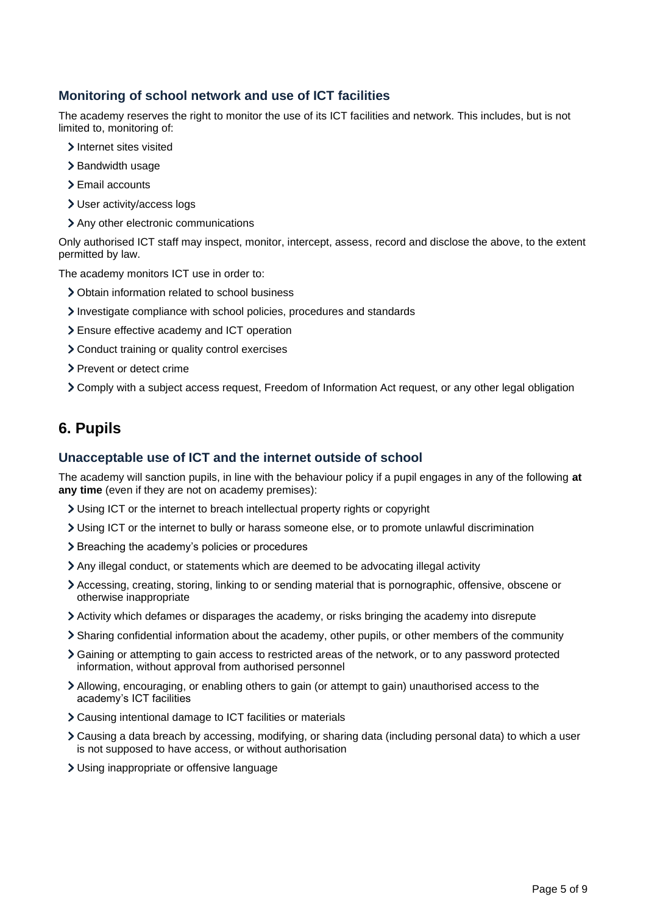### Monitoring of school network and use of ICT facilities

The academy reserves the right to monitor the use of its ICT facilities and network. This includes, but is not limited to, monitoring of:

- Internet sites visited
- Bandwidth usage
- Email accounts
- User activity/access logs
- Any other electronic communications

Only authorised ICT staff may inspect, monitor, intercept, assess, record and disclose the above, to the extent permitted by law.

The academy monitors ICT use in order to:

- Obtain information related to school business
- Investigate compliance with school policies, procedures and standards
- Ensure effective academy and ICT operation
- Conduct training or quality control exercises
- Prevent or detect crime
- Comply with a subject access request, Freedom of Information Act request, or any other legal obligation

## 6. Pupils

### Unacceptable use of ICT and the internet outside of school

The academy will sanction pupils, in line with the behaviour policy if a pupil engages in any of the following **at any time** (even if they are not on academy premises):

- Using ICT or the internet to breach intellectual property rights or copyright
- Using ICT or the internet to bully or harass someone else, or to promote unlawful discrimination
- Breaching the academy's policies or procedures
- Any illegal conduct, or statements which are deemed to be advocating illegal activity
- Accessing, creating, storing, linking to or sending material that is pornographic, offensive, obscene or otherwise inappropriate
- Activity which defames or disparages the academy, or risks bringing the academy into disrepute
- Sharing confidential information about the academy, other pupils, or other members of the community
- Gaining or attempting to gain access to restricted areas of the network, or to any password protected information, without approval from authorised personnel
- Allowing, encouraging, or enabling others to gain (or attempt to gain) unauthorised access to the academy's ICT facilities
- Causing intentional damage to ICT facilities or materials
- Causing a data breach by accessing, modifying, or sharing data (including personal data) to which a user is not supposed to have access, or without authorisation
- Using inappropriate or offensive language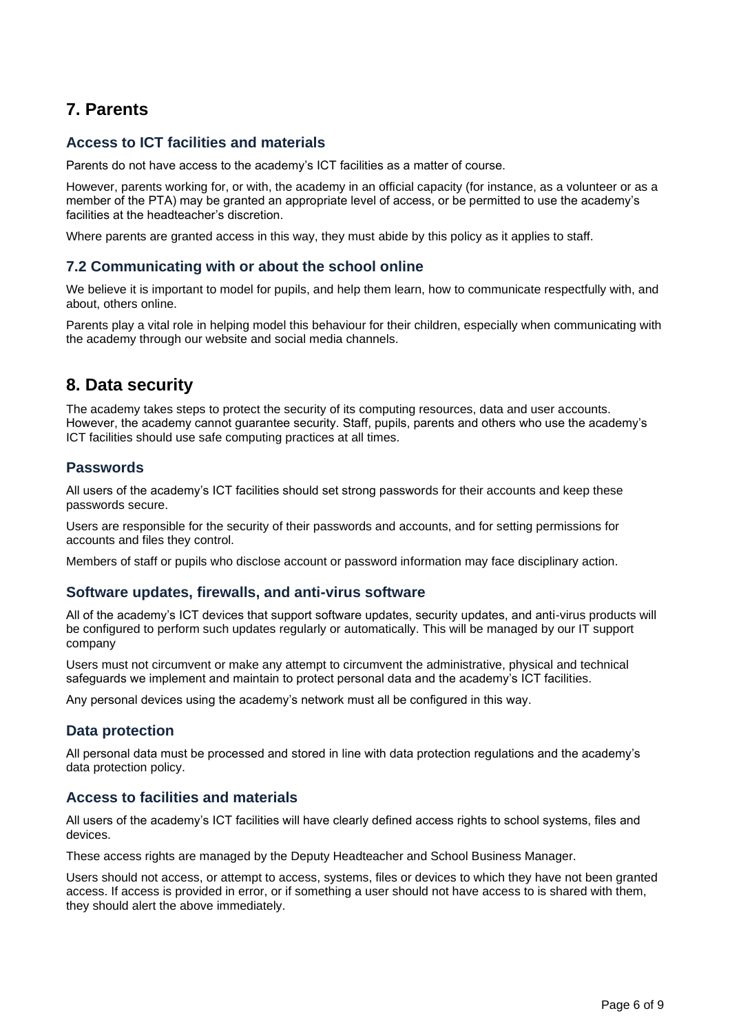## 7. Parents

### Access to ICT facilities and materials

Parents do not have access to the academy's ICT facilities as a matter of course.

However, parents working for, or with, the academy in an official capacity (for instance, as a volunteer or as a member of the PTA) may be granted an appropriate level of access, or be permitted to use the academy's facilities at the headteacher's discretion.

Where parents are granted access in this way, they must abide by this policy as it applies to staff.

### 7.2 Communicating with or about the school online

We believe it is important to model for pupils, and help them learn, how to communicate respectfully with, and about, others online.

Parents play a vital role in helping model this behaviour for their children, especially when communicating with the academy through our website and social media channels.

## 8. Data security

The academy takes steps to protect the security of its computing resources, data and user accounts. However, the academy cannot guarantee security. Staff, pupils, parents and others who use the academy's ICT facilities should use safe computing practices at all times.

### Passwords

All users of the academy's ICT facilities should set strong passwords for their accounts and keep these passwords secure.

Users are responsible for the security of their passwords and accounts, and for setting permissions for accounts and files they control.

Members of staff or pupils who disclose account or password information may face disciplinary action.

### Software updates, firewalls, and anti-virus software

All of the academy's ICT devices that support software updates, security updates, and anti-virus products will be configured to perform such updates regularly or automatically. This will be managed by our IT support company

Users must not circumvent or make any attempt to circumvent the administrative, physical and technical safeguards we implement and maintain to protect personal data and the academy's ICT facilities.

Any personal devices using the academy's network must all be configured in this way.

### Data protection

All personal data must be processed and stored in line with data protection regulations and the academy's data protection policy.

### Access to facilities and materials

All users of the academy's ICT facilities will have clearly defined access rights to school systems, files and devices.

These access rights are managed by the Deputy Headteacher and School Business Manager.

Users should not access, or attempt to access, systems, files or devices to which they have not been granted access. If access is provided in error, or if something a user should not have access to is shared with them, they should alert the above immediately.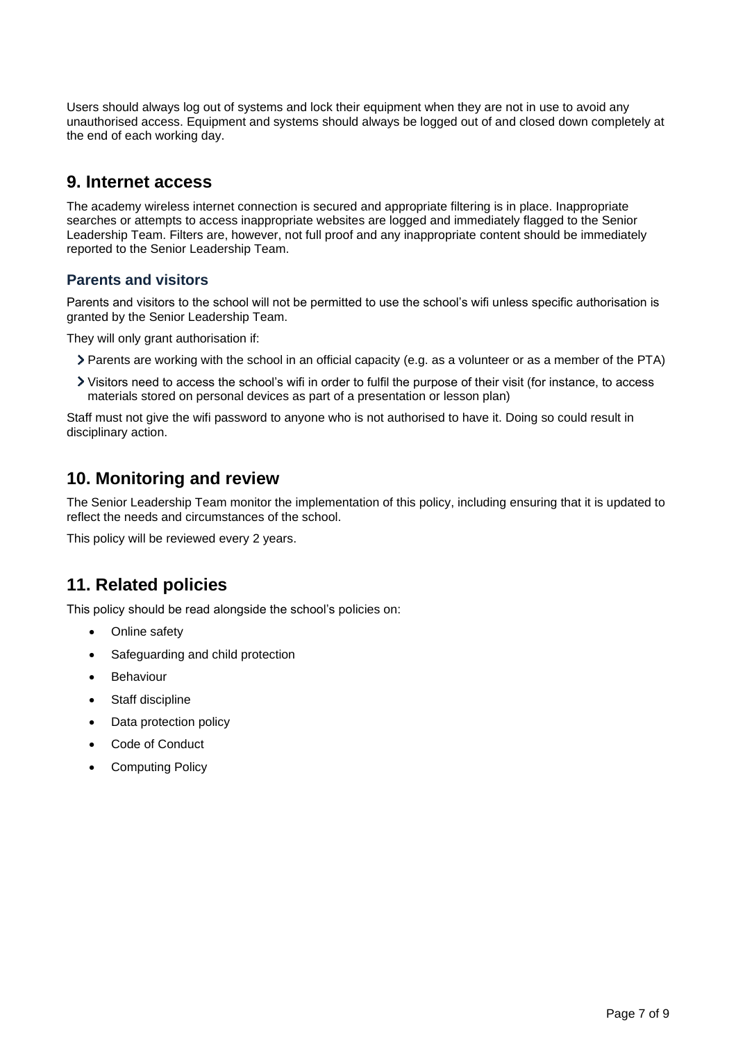Users should always log out of systems and lock their equipment when they are not in use to avoid any unauthorised access. Equipment and systems should always be logged out of and closed down completely at the end of each working day.

## 9. Internet access

The academy wireless internet connection is secured and appropriate filtering is in place. Inappropriate searches or attempts to access inappropriate websites are logged and immediately flagged to the Senior Leadership Team. Filters are, however, not full proof and any inappropriate content should be immediately reported to the Senior Leadership Team.

### Parents and visitors

Parents and visitors to the school will not be permitted to use the school's wifi unless specific authorisation is granted by the Senior Leadership Team.

They will only grant authorisation if:

- Parents are working with the school in an official capacity (e.g. as a volunteer or as a member of the PTA)
- Visitors need to access the school's wifi in order to fulfil the purpose of their visit (for instance, to access materials stored on personal devices as part of a presentation or lesson plan)

Staff must not give the wifi password to anyone who is not authorised to have it. Doing so could result in disciplinary action.

## 10. Monitoring and review

The Senior Leadership Team monitor the implementation of this policy, including ensuring that it is updated to reflect the needs and circumstances of the school.

This policy will be reviewed every 2 years.

## 11. Related policies

This policy should be read alongside the school's policies on:

- Online safety
- Safeguarding and child protection
- Behaviour
- Staff discipline
- Data protection policy
- Code of Conduct
- Computing Policy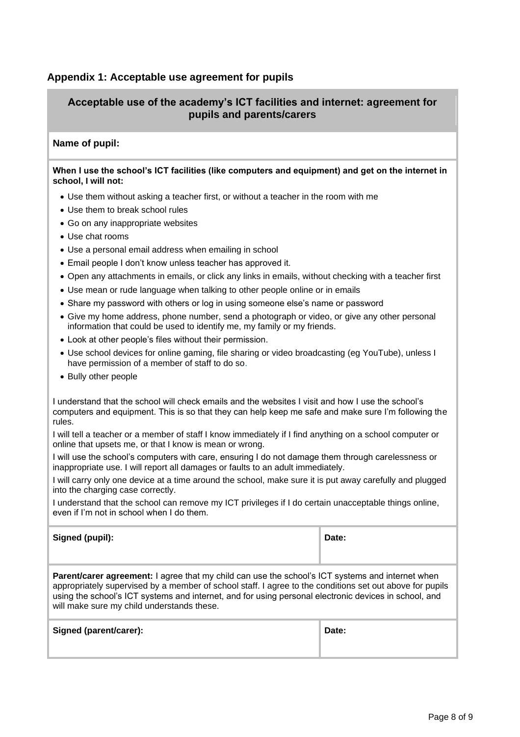## Appendix 1: Acceptable use agreement for pupils

### Acceptable use of the academy's ICT facilities and internet: agreement for pupils and parents/carers

**Name of pupil:**

**When I use the school's ICT facilities (like computers and equipment) and get on the internet in school, I will not:**

- Use them without asking a teacher first, or without a teacher in the room with me
- Use them to break school rules
- Go on any inappropriate websites
- Use chat rooms
- Use a personal email address when emailing in school
- Email people I don't know unless teacher has approved it.
- Open any attachments in emails, or click any links in emails, without checking with a teacher first
- Use mean or rude language when talking to other people online or in emails
- Share my password with others or log in using someone else's name or password
- Give my home address, phone number, send a photograph or video, or give any other personal information that could be used to identify me, my family or my friends.
- Look at other people's files without their permission.
- Use school devices for online gaming, file sharing or video broadcasting (eg YouTube), unless I have permission of a member of staff to do so.
- Bully other people

I understand that the school will check emails and the websites I visit and how I use the school's computers and equipment. This is so that they can help keep me safe and make sure I'm following the rules.

I will tell a teacher or a member of staff I know immediately if I find anything on a school computer or online that upsets me, or that I know is mean or wrong.

I will use the school's computers with care, ensuring I do not damage them through carelessness or inappropriate use. I will report all damages or faults to an adult immediately.

I will carry only one device at a time around the school, make sure it is put away carefully and plugged into the charging case correctly.

I understand that the school can remove my ICT privileges if I do certain unacceptable things online, even if I'm not in school when I do them.

| **Signed (pupil):** | **Date:** |
|---|---|

**Parent/carer agreement:** I agree that my child can use the school's ICT systems and internet when appropriately supervised by a member of school staff. I agree to the conditions set out above for pupils using the school's ICT systems and internet, and for using personal electronic devices in school, and will make sure my child understands these.

| **Signed (parent/carer):** | **Date:** |
|---|---|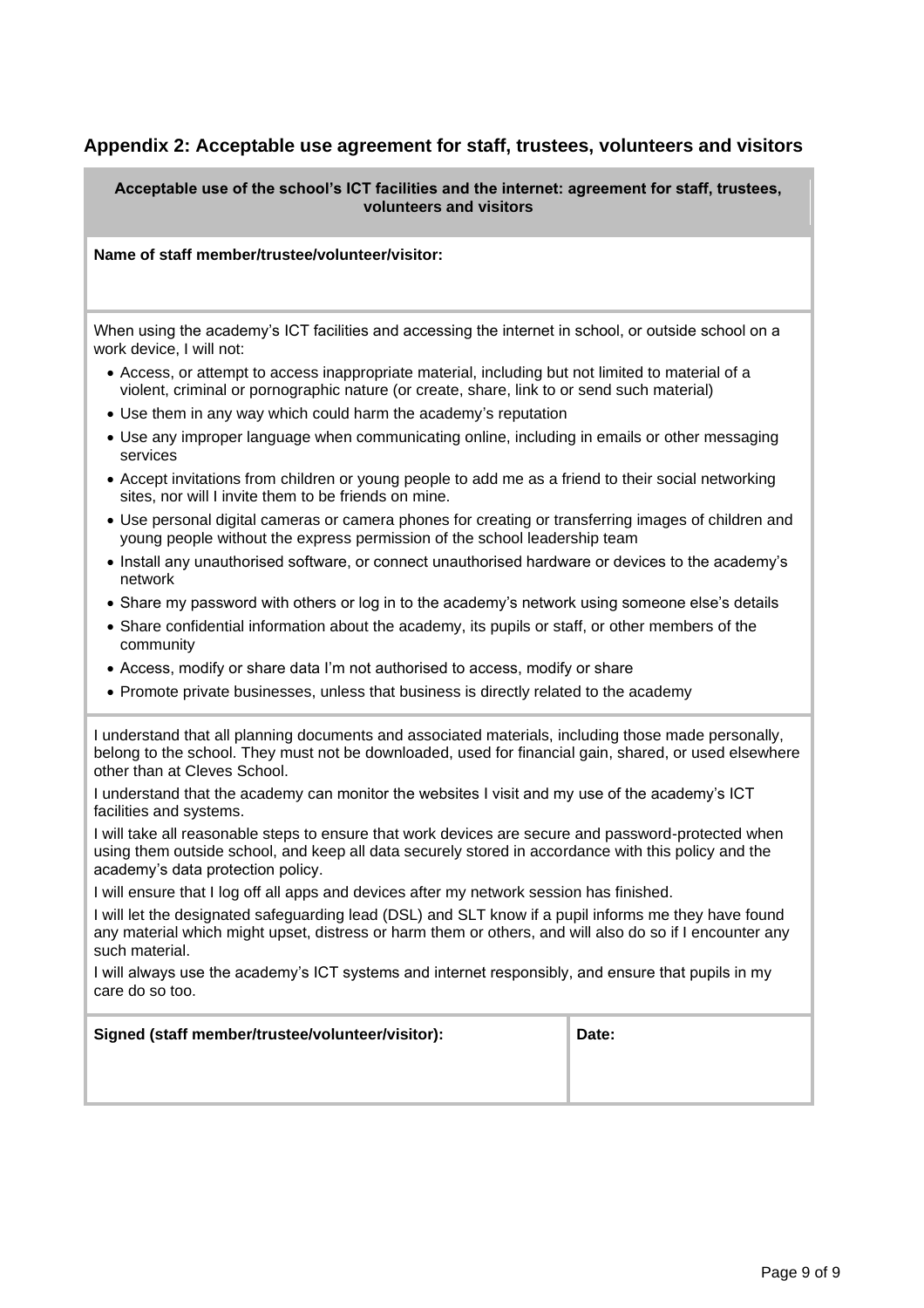## Appendix 2: Acceptable use agreement for staff, trustees, volunteers and visitors

**Acceptable use of the school's ICT facilities and the internet: agreement for staff, trustees, volunteers and visitors**

**Name of staff member/trustee/volunteer/visitor:**

When using the academy's ICT facilities and accessing the internet in school, or outside school on a work device, I will not:

- Access, or attempt to access inappropriate material, including but not limited to material of a violent, criminal or pornographic nature (or create, share, link to or send such material)
- Use them in any way which could harm the academy's reputation
- Use any improper language when communicating online, including in emails or other messaging services
- Accept invitations from children or young people to add me as a friend to their social networking sites, nor will I invite them to be friends on mine.
- Use personal digital cameras or camera phones for creating or transferring images of children and young people without the express permission of the school leadership team
- Install any unauthorised software, or connect unauthorised hardware or devices to the academy's network
- Share my password with others or log in to the academy's network using someone else's details
- Share confidential information about the academy, its pupils or staff, or other members of the community
- Access, modify or share data I'm not authorised to access, modify or share
- Promote private businesses, unless that business is directly related to the academy

I understand that all planning documents and associated materials, including those made personally, belong to the school. They must not be downloaded, used for financial gain, shared, or used elsewhere other than at Cleves School.

I understand that the academy can monitor the websites I visit and my use of the academy's ICT facilities and systems.

I will take all reasonable steps to ensure that work devices are secure and password-protected when using them outside school, and keep all data securely stored in accordance with this policy and the academy's data protection policy.

I will ensure that I log off all apps and devices after my network session has finished.

I will let the designated safeguarding lead (DSL) and SLT know if a pupil informs me they have found any material which might upset, distress or harm them or others, and will also do so if I encounter any such material.

I will always use the academy's ICT systems and internet responsibly, and ensure that pupils in my care do so too.

| **Signed (staff member/trustee/volunteer/visitor):** | **Date:** |
| --- | --- |
| | |